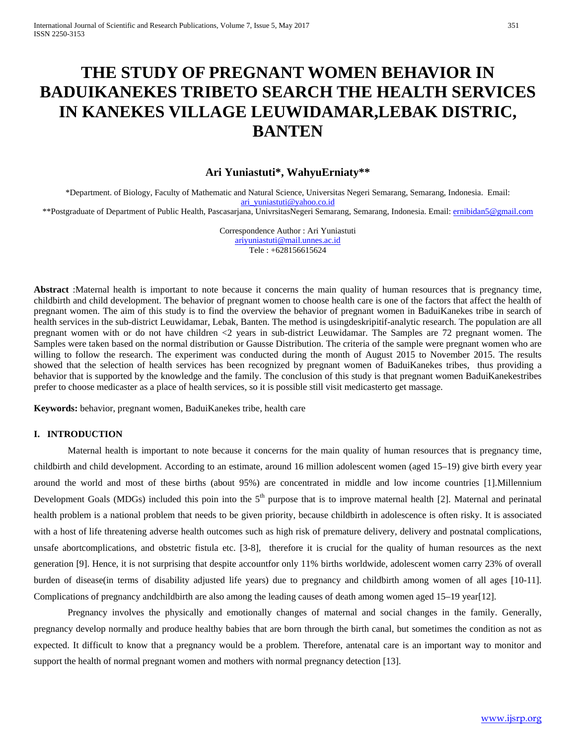# THE STUDY OF PREGNANT WOMEN BEHAVIOR IN BADUIKANEKES TRIBETO SEARCH THE HEALTH SERVICES IN KANEKES VILLAGE LEUWIDAMAR,LEBAK DISTRIC, BANTEN

**Ari Yuniastuti\*, WahyuErniaty\*\***

\*Department. of Biology, Faculty of Mathematic and Natural Science, Universitas Negeri Semarang, Semarang, Indonesia. Email: ari_yuniastuti@yahoo.co.id

\*\*Postgraduate of Department of Public Health, Pascasarjana, UnivrsitasNegeri Semarang, Semarang, Indonesia. Email: ernibidan5@gmail.com

Correspondence Author : Ari Yuniastuti
ariyuniastuti@mail.unnes.ac.id
Tele : +628156615624

**Abstract** :Maternal health is important to note because it concerns the main quality of human resources that is pregnancy time, childbirth and child development. The behavior of pregnant women to choose health care is one of the factors that affect the health of pregnant women. The aim of this study is to find the overview the behavior of pregnant women in BaduiKanekes tribe in search of health services in the sub-district Leuwidamar, Lebak, Banten. The method is usingdeskripitif-analytic research. The population are all pregnant women with or do not have children <2 years in sub-district Leuwidamar. The Samples are 72 pregnant women. The Samples were taken based on the normal distribution or Gausse Distribution. The criteria of the sample were pregnant women who are willing to follow the research. The experiment was conducted during the month of August 2015 to November 2015. The results showed that the selection of health services has been recognized by pregnant women of BaduiKanekes tribes, thus providing a behavior that is supported by the knowledge and the family. The conclusion of this study is that pregnant women BaduiKanekestribes prefer to choose medicaster as a place of health services, so it is possible still visit medicasterto get massage.

**Keywords:** behavior, pregnant women, BaduiKanekes tribe, health care

## I. INTRODUCTION

Maternal health is important to note because it concerns for the main quality of human resources that is pregnancy time, childbirth and child development. According to an estimate, around 16 million adolescent women (aged 15–19) give birth every year around the world and most of these births (about 95%) are concentrated in middle and low income countries [1].Millennium Development Goals (MDGs) included this poin into the 5th purpose that is to improve maternal health [2]. Maternal and perinatal health problem is a national problem that needs to be given priority, because childbirth in adolescence is often risky. It is associated with a host of life threatening adverse health outcomes such as high risk of premature delivery, delivery and postnatal complications, unsafe abortcomplications, and obstetric fistula etc. [3-8], therefore it is crucial for the quality of human resources as the next generation [9]. Hence, it is not surprising that despite accountfor only 11% births worldwide, adolescent women carry 23% of overall burden of disease(in terms of disability adjusted life years) due to pregnancy and childbirth among women of all ages [10-11]. Complications of pregnancy andchildbirth are also among the leading causes of death among women aged 15–19 year[12].

Pregnancy involves the physically and emotionally changes of maternal and social changes in the family. Generally, pregnancy develop normally and produce healthy babies that are born through the birth canal, but sometimes the condition as not as expected. It difficult to know that a pregnancy would be a problem. Therefore, antenatal care is an important way to monitor and support the health of normal pregnant women and mothers with normal pregnancy detection [13].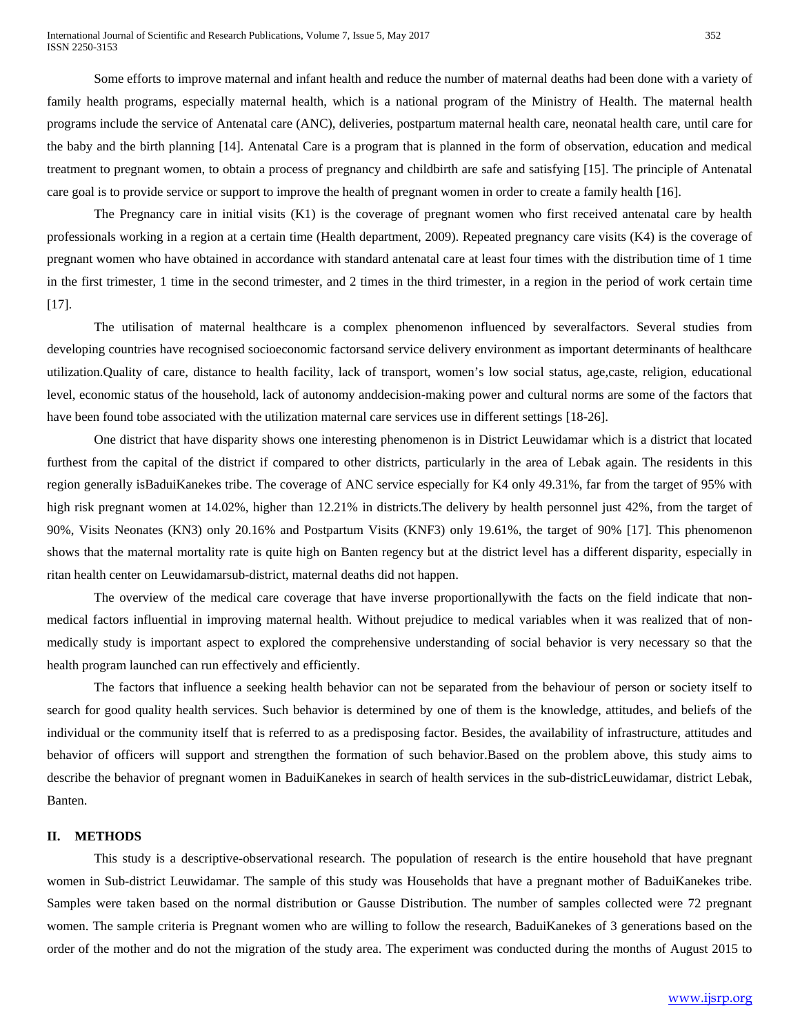Some efforts to improve maternal and infant health and reduce the number of maternal deaths had been done with a variety of family health programs, especially maternal health, which is a national program of the Ministry of Health. The maternal health programs include the service of Antenatal care (ANC), deliveries, postpartum maternal health care, neonatal health care, until care for the baby and the birth planning [14]. Antenatal Care is a program that is planned in the form of observation, education and medical treatment to pregnant women, to obtain a process of pregnancy and childbirth are safe and satisfying [15]. The principle of Antenatal care goal is to provide service or support to improve the health of pregnant women in order to create a family health [16].

The Pregnancy care in initial visits (K1) is the coverage of pregnant women who first received antenatal care by health professionals working in a region at a certain time (Health department, 2009). Repeated pregnancy care visits (K4) is the coverage of pregnant women who have obtained in accordance with standard antenatal care at least four times with the distribution time of 1 time in the first trimester, 1 time in the second trimester, and 2 times in the third trimester, in a region in the period of work certain time [17].

The utilisation of maternal healthcare is a complex phenomenon influenced by severalfactors. Several studies from developing countries have recognised socioeconomic factorsand service delivery environment as important determinants of healthcare utilization.Quality of care, distance to health facility, lack of transport, women's low social status, age,caste, religion, educational level, economic status of the household, lack of autonomy anddecision-making power and cultural norms are some of the factors that have been found tobe associated with the utilization maternal care services use in different settings [18-26].

One district that have disparity shows one interesting phenomenon is in District Leuwidamar which is a district that located furthest from the capital of the district if compared to other districts, particularly in the area of Lebak again. The residents in this region generally isBaduiKanekes tribe. The coverage of ANC service especially for K4 only 49.31%, far from the target of 95% with high risk pregnant women at 14.02%, higher than 12.21% in districts.The delivery by health personnel just 42%, from the target of 90%, Visits Neonates (KN3) only 20.16% and Postpartum Visits (KNF3) only 19.61%, the target of 90% [17]. This phenomenon shows that the maternal mortality rate is quite high on Banten regency but at the district level has a different disparity, especially in ritan health center on Leuwidamarsub-district, maternal deaths did not happen.

The overview of the medical care coverage that have inverse proportionallywith the facts on the field indicate that non-medical factors influential in improving maternal health. Without prejudice to medical variables when it was realized that of non-medically study is important aspect to explored the comprehensive understanding of social behavior is very necessary so that the health program launched can run effectively and efficiently.

The factors that influence a seeking health behavior can not be separated from the behaviour of person or society itself to search for good quality health services. Such behavior is determined by one of them is the knowledge, attitudes, and beliefs of the individual or the community itself that is referred to as a predisposing factor. Besides, the availability of infrastructure, attitudes and behavior of officers will support and strengthen the formation of such behavior.Based on the problem above, this study aims to describe the behavior of pregnant women in BaduiKanekes in search of health services in the sub-districLeuwidamar, district Lebak, Banten.

## II. METHODS

This study is a descriptive-observational research. The population of research is the entire household that have pregnant women in Sub-district Leuwidamar. The sample of this study was Households that have a pregnant mother of BaduiKanekes tribe. Samples were taken based on the normal distribution or Gausse Distribution. The number of samples collected were 72 pregnant women. The sample criteria is Pregnant women who are willing to follow the research, BaduiKanekes of 3 generations based on the order of the mother and do not the migration of the study area. The experiment was conducted during the months of August 2015 to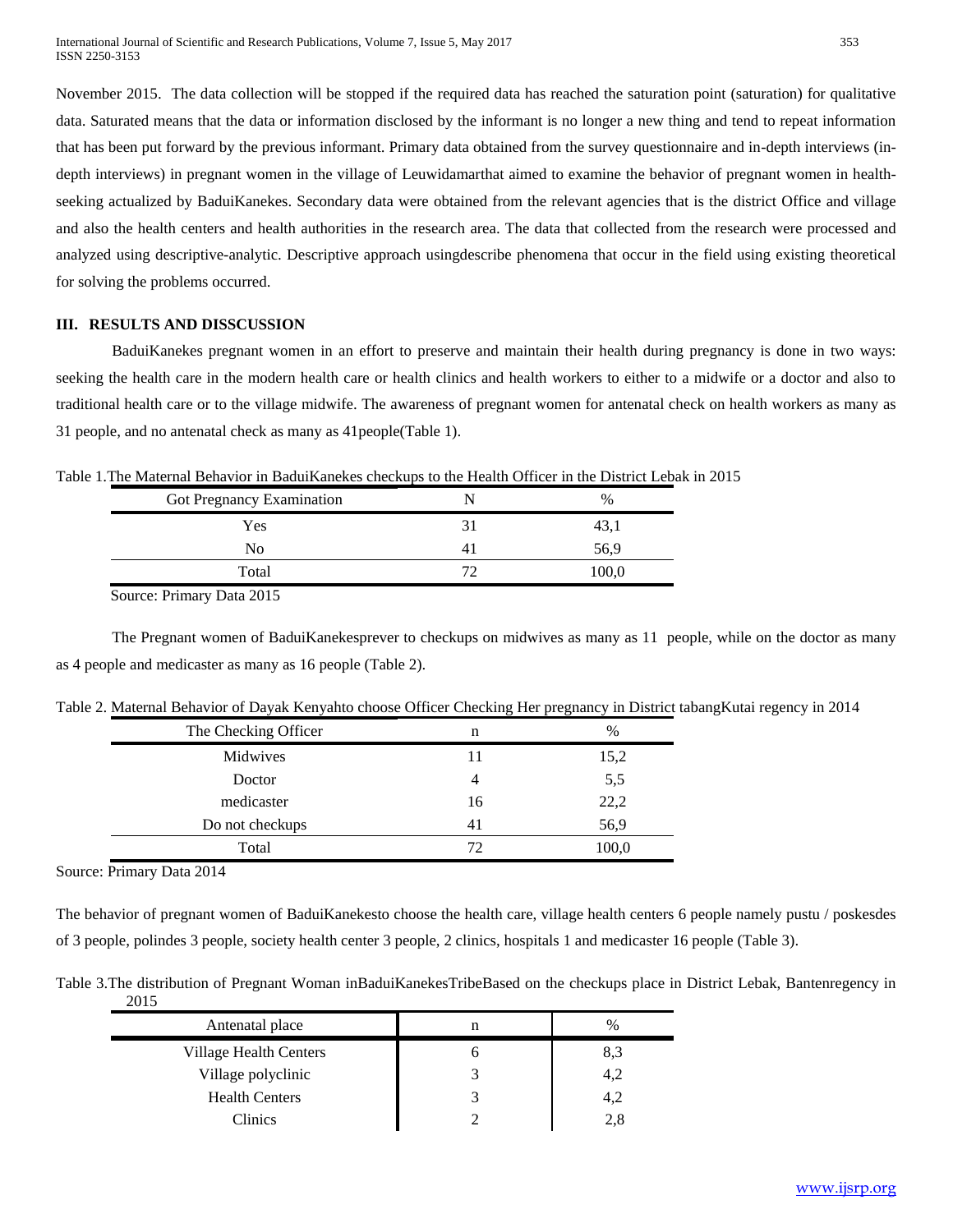November 2015. The data collection will be stopped if the required data has reached the saturation point (saturation) for qualitative data. Saturated means that the data or information disclosed by the informant is no longer a new thing and tend to repeat information that has been put forward by the previous informant. Primary data obtained from the survey questionnaire and in-depth interviews (in-depth interviews) in pregnant women in the village of Leuwidamarthat aimed to examine the behavior of pregnant women in health-seeking actualized by BaduiKanekes. Secondary data were obtained from the relevant agencies that is the district Office and village and also the health centers and health authorities in the research area. The data that collected from the research were processed and analyzed using descriptive-analytic. Descriptive approach usingdescribe phenomena that occur in the field using existing theoretical for solving the problems occurred.

## III. RESULTS AND DISSCUSSION

BaduiKanekes pregnant women in an effort to preserve and maintain their health during pregnancy is done in two ways: seeking the health care in the modern health care or health clinics and health workers to either to a midwife or a doctor and also to traditional health care or to the village midwife. The awareness of pregnant women for antenatal check on health workers as many as 31 people, and no antenatal check as many as 41people(Table 1).

Table 1.The Maternal Behavior in BaduiKanekes checkups to the Health Officer in the District Lebak in 2015

| Got Pregnancy Examination | N | % |
|---|---|---|
| Yes | 31 | 43,1 |
| No | 41 | 56,9 |
| Total | 72 | 100,0 |

Source: Primary Data 2015

The Pregnant women of BaduiKanekesprever to checkups on midwives as many as 11 people, while on the doctor as many as 4 people and medicaster as many as 16 people (Table 2).

Table 2. Maternal Behavior of Dayak Kenyahto choose Officer Checking Her pregnancy in District tabangKutai regency in 2014

| The Checking Officer | n | % |
|---|---|---|
| Midwives | 11 | 15,2 |
| Doctor | 4 | 5,5 |
| medicaster | 16 | 22,2 |
| Do not checkups | 41 | 56,9 |
| Total | 72 | 100,0 |

Source: Primary Data 2014

The behavior of pregnant women of BaduiKanekesto choose the health care, village health centers 6 people namely pustu / poskesdes of 3 people, polindes 3 people, society health center 3 people, 2 clinics, hospitals 1 and medicaster 16 people (Table 3).

Table 3.The distribution of Pregnant Woman inBaduiKanekesTribeBased on the checkups place in District Lebak, Bantenregency in 2015

| Antenatal place | n | % |
|---|---|---|
| Village Health Centers | 6 | 8,3 |
| Village polyclinic | 3 | 4,2 |
| Health Centers | 3 | 4,2 |
| Clinics | 2 | 2,8 |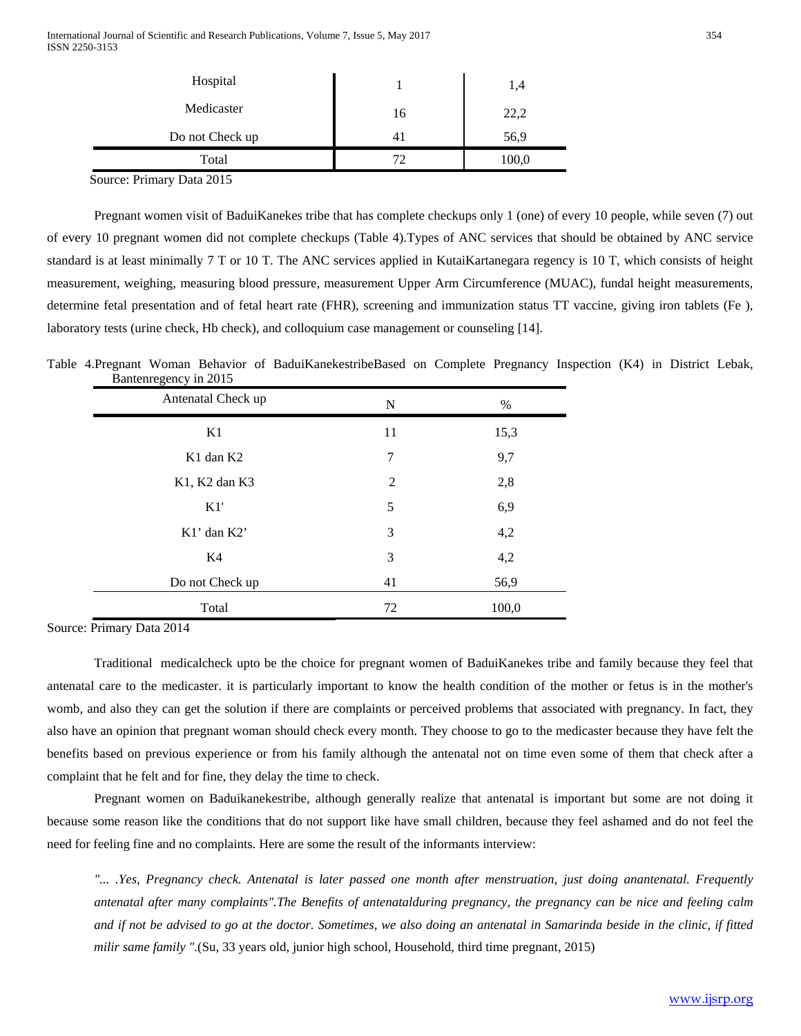| Hospital | 1 | 1,4 |
|---|---|---|
| Medicaster | 16 | 22,2 |
| Do not Check up | 41 | 56,9 |
| Total | 72 | 100,0 |

Source: Primary Data 2015

Pregnant women visit of BaduiKanekes tribe that has complete checkups only 1 (one) of every 10 people, while seven (7) out of every 10 pregnant women did not complete checkups (Table 4).Types of ANC services that should be obtained by ANC service standard is at least minimally 7 T or 10 T. The ANC services applied in KutaiKartanegara regency is 10 T, which consists of height measurement, weighing, measuring blood pressure, measurement Upper Arm Circumference (MUAC), fundal height measurements, determine fetal presentation and of fetal heart rate (FHR), screening and immunization status TT vaccine, giving iron tablets (Fe ), laboratory tests (urine check, Hb check), and colloquium case management or counseling [14].

Table 4.Pregnant Woman Behavior of BaduiKanekestribeBased on Complete Pregnancy Inspection (K4) in District Lebak, Bantenregency in 2015

| Antenatal Check up | N | % |
|---|---|---|
| K1 | 11 | 15,3 |
| K1 dan K2 | 7 | 9,7 |
| K1, K2 dan K3 | 2 | 2,8 |
| K1' | 5 | 6,9 |
| K1' dan K2' | 3 | 4,2 |
| K4 | 3 | 4,2 |
| Do not Check up | 41 | 56,9 |
| Total | 72 | 100,0 |

Source: Primary Data 2014

Traditional medicalcheck upto be the choice for pregnant women of BaduiKanekes tribe and family because they feel that antenatal care to the medicaster. it is particularly important to know the health condition of the mother or fetus is in the mother's womb, and also they can get the solution if there are complaints or perceived problems that associated with pregnancy. In fact, they also have an opinion that pregnant woman should check every month. They choose to go to the medicaster because they have felt the benefits based on previous experience or from his family although the antenatal not on time even some of them that check after a complaint that he felt and for fine, they delay the time to check.

Pregnant women on Baduikanekestribe, although generally realize that antenatal is important but some are not doing it because some reason like the conditions that do not support like have small children, because they feel ashamed and do not feel the need for feeling fine and no complaints. Here are some the result of the informants interview:

*"... .Yes, Pregnancy check. Antenatal is later passed one month after menstruation, just doing anantenatal. Frequently antenatal after many complaints".The Benefits of antenatalduring pregnancy, the pregnancy can be nice and feeling calm and if not be advised to go at the doctor. Sometimes, we also doing an antenatal in Samarinda beside in the clinic, if fitted milir same family ".*(Su, 33 years old, junior high school, Household, third time pregnant, 2015)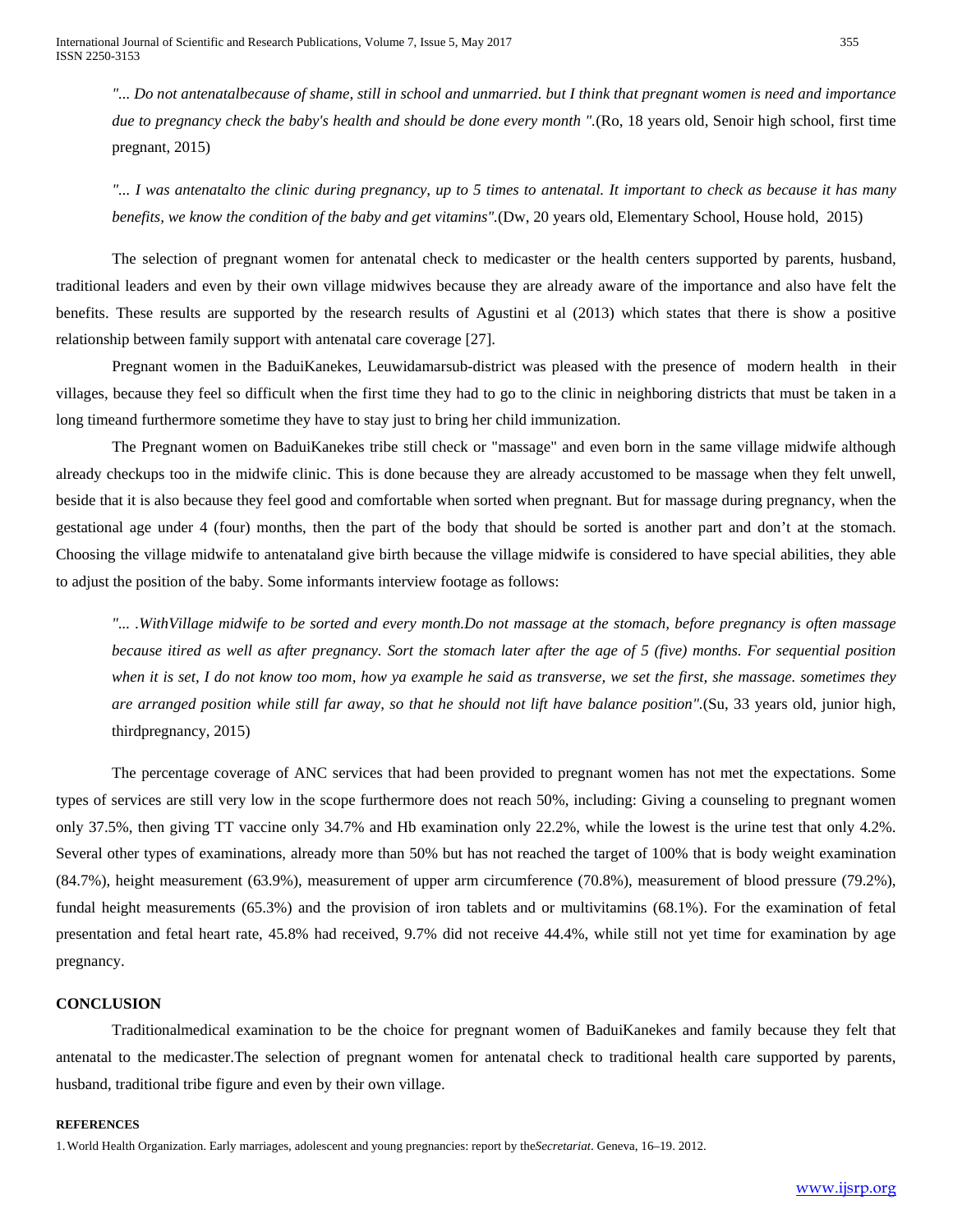*"... Do not antenatalbecause of shame, still in school and unmarried. but I think that pregnant women is need and importance due to pregnancy check the baby's health and should be done every month ".*(Ro, 18 years old, Senoir high school, first time pregnant, 2015)

*"... I was antenatalto the clinic during pregnancy, up to 5 times to antenatal. It important to check as because it has many benefits, we know the condition of the baby and get vitamins".*(Dw, 20 years old, Elementary School, House hold, 2015)

The selection of pregnant women for antenatal check to medicaster or the health centers supported by parents, husband, traditional leaders and even by their own village midwives because they are already aware of the importance and also have felt the benefits. These results are supported by the research results of Agustini et al (2013) which states that there is show a positive relationship between family support with antenatal care coverage [27].

Pregnant women in the BaduiKanekes, Leuwidamarsub-district was pleased with the presence of modern health in their villages, because they feel so difficult when the first time they had to go to the clinic in neighboring districts that must be taken in a long timeand furthermore sometime they have to stay just to bring her child immunization.

The Pregnant women on BaduiKanekes tribe still check or "massage" and even born in the same village midwife although already checkups too in the midwife clinic. This is done because they are already accustomed to be massage when they felt unwell, beside that it is also because they feel good and comfortable when sorted when pregnant. But for massage during pregnancy, when the gestational age under 4 (four) months, then the part of the body that should be sorted is another part and don't at the stomach. Choosing the village midwife to antenataland give birth because the village midwife is considered to have special abilities, they able to adjust the position of the baby. Some informants interview footage as follows:

*"... .WithVillage midwife to be sorted and every month.Do not massage at the stomach, before pregnancy is often massage because itired as well as after pregnancy. Sort the stomach later after the age of 5 (five) months. For sequential position when it is set, I do not know too mom, how ya example he said as transverse, we set the first, she massage. sometimes they are arranged position while still far away, so that he should not lift have balance position".*(Su, 33 years old, junior high, thirdpregnancy, 2015)

The percentage coverage of ANC services that had been provided to pregnant women has not met the expectations. Some types of services are still very low in the scope furthermore does not reach 50%, including: Giving a counseling to pregnant women only 37.5%, then giving TT vaccine only 34.7% and Hb examination only 22.2%, while the lowest is the urine test that only 4.2%. Several other types of examinations, already more than 50% but has not reached the target of 100% that is body weight examination (84.7%), height measurement (63.9%), measurement of upper arm circumference (70.8%), measurement of blood pressure (79.2%), fundal height measurements (65.3%) and the provision of iron tablets and or multivitamins (68.1%). For the examination of fetal presentation and fetal heart rate, 45.8% had received, 9.7% did not receive 44.4%, while still not yet time for examination by age pregnancy.

## CONCLUSION

Traditionalmedical examination to be the choice for pregnant women of BaduiKanekes and family because they felt that antenatal to the medicaster.The selection of pregnant women for antenatal check to traditional health care supported by parents, husband, traditional tribe figure and even by their own village.

### REFERENCES

1. World Health Organization. Early marriages, adolescent and young pregnancies: report by the*Secretariat*. Geneva, 16–19. 2012.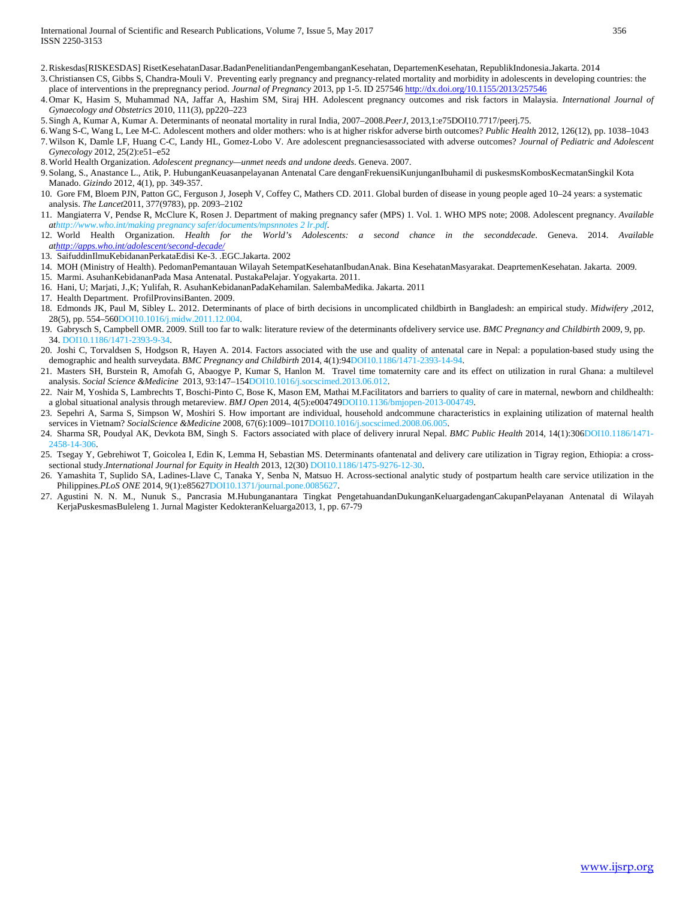2. Riskesdas[RISKESDAS] RisetKesehatanDasar.BadanPenelitiandanPengembanganKesehatan, DepartemenKesehatan, RepublikIndonesia.Jakarta. 2014
3. Christiansen CS, Gibbs S, Chandra-Mouli V. Preventing early pregnancy and pregnancy-related mortality and morbidity in adolescents in developing countries: the place of interventions in the prepregnancy period. *Journal of Pregnancy* 2013, pp 1-5. ID 257546 http://dx.doi.org/10.1155/2013/257546
4. Omar K, Hasim S, Muhammad NA, Jaffar A, Hashim SM, Siraj HH. Adolescent pregnancy outcomes and risk factors in Malaysia. *International Journal of Gynaecology and Obstetrics* 2010, 111(3), pp220–223
5. Singh A, Kumar A, Kumar A. Determinants of neonatal mortality in rural India, 2007–2008.*PeerJ*, 2013,1:e75DOI10.7717/peerj.75.
6. Wang S-C, Wang L, Lee M-C. Adolescent mothers and older mothers: who is at higher riskfor adverse birth outcomes? *Public Health* 2012, 126(12), pp. 1038–1043
7. Wilson K, Damle LF, Huang C-C, Landy HL, Gomez-Lobo V. Are adolescent pregnanciesassociated with adverse outcomes? *Journal of Pediatric and Adolescent Gynecology* 2012, 25(2):e51–e52
8. World Health Organization. *Adolescent pregnancy—unmet needs and undone deeds*. Geneva. 2007.
9. Solang, S., Anastance L., Atik, P. HubunganKeuasanpelayanan Antenatal Care denganFrekuensiKunjunganIbuhamil di puskesmsKombosKecmatanSingkil Kota Manado. *Gizindo* 2012, 4(1), pp. 349-357.
10. Gore FM, Bloem PJN, Patton GC, Ferguson J, Joseph V, Coffey C, Mathers CD. 2011. Global burden of disease in young people aged 10–24 years: a systematic analysis. *The Lancet*2011, 377(9783), pp. 2093–2102
11. Mangiaterra V, Pendse R, McClure K, Rosen J. Department of making pregnancy safer (MPS) 1. Vol. 1. WHO MPS note; 2008. Adolescent pregnancy. *Available athttp://www.who.int/making pregnancy safer/documents/mpsnnotes 2 lr.pdf*.
12. World Health Organization. *Health for the World's Adolescents: a second chance in the seconddecade*. Geneva. 2014. *Available athttp://apps.who.int/adolescent/second-decade/*
13. SaifuddinIlmuKebidananPerkataEdisi Ke-3. .EGC.Jakarta. 2002
14. MOH (Ministry of Health). PedomanPemantauan Wilayah SetempatKesehatanIbudanAnak. Bina KesehatanMasyarakat. DeaprtemenKesehatan. Jakarta. 2009.
15. Marmi. AsuhanKebidananPada Masa Antenatal. PustakaPelajar. Yogyakarta. 2011.
16. Hani, U; Marjati, J.,K; Yulifah, R. AsuhanKebidananPadaKehamilan. SalembaMedika. Jakarta. 2011
17. Health Department. ProfilProvinsiBanten. 2009.
18. Edmonds JK, Paul M, Sibley L. 2012. Determinants of place of birth decisions in uncomplicated childbirth in Bangladesh: an empirical study. *Midwifery* ,2012, 28(5), pp. 554–560DOI10.1016/j.midw.2011.12.004.
19. Gabrysch S, Campbell OMR. 2009. Still too far to walk: literature review of the determinants ofdelivery service use. *BMC Pregnancy and Childbirth* 2009, 9, pp. 34. DOI10.1186/1471-2393-9-34.
20. Joshi C, Torvaldsen S, Hodgson R, Hayen A. 2014. Factors associated with the use and quality of antenatal care in Nepal: a population-based study using the demographic and health surveydata. *BMC Pregnancy and Childbirth* 2014, 4(1):94DOI10.1186/1471-2393-14-94.
21. Masters SH, Burstein R, Amofah G, Abaogye P, Kumar S, Hanlon M. Travel time tomaternity care and its effect on utilization in rural Ghana: a multilevel analysis. *Social Science &Medicine* 2013, 93:147–154DOI10.1016/j.socscimed.2013.06.012.
22. Nair M, Yoshida S, Lambrechts T, Boschi-Pinto C, Bose K, Mason EM, Mathai M.Facilitators and barriers to quality of care in maternal, newborn and childhealth: a global situational analysis through metareview. *BMJ Open* 2014, 4(5):e004749DOI10.1136/bmjopen-2013-004749.
23. Sepehri A, Sarma S, Simpson W, Moshiri S. How important are individual, household andcommune characteristics in explaining utilization of maternal health services in Vietnam? *SocialScience &Medicine* 2008, 67(6):1009–1017DOI10.1016/j.socscimed.2008.06.005.
24. Sharma SR, Poudyal AK, Devkota BM, Singh S. Factors associated with place of delivery inrural Nepal. *BMC Public Health* 2014, 14(1):306DOI10.1186/1471-2458-14-306.
25. Tsegay Y, Gebrehiwot T, Goicolea I, Edin K, Lemma H, Sebastian MS. Determinants ofantenatal and delivery care utilization in Tigray region, Ethiopia: a cross-sectional study.*International Journal for Equity in Health* 2013, 12(30) DOI10.1186/1475-9276-12-30.
26. Yamashita T, Suplido SA, Ladines-Llave C, Tanaka Y, Senba N, Matsuo H. Across-sectional analytic study of postpartum health care service utilization in the Philippines.*PLoS ONE* 2014, 9(1):e85627DOI10.1371/journal.pone.0085627.
27. Agustini N. N. M., Nunuk S., Pancrasia M.Hubunganantara Tingkat PengetahuandanDukunganKeluargadenganCakupanPelayanan Antenatal di Wilayah KerjaPuskesmasBuleleng 1. Jurnal Magister KedokteranKeluarga2013, 1, pp. 67-79